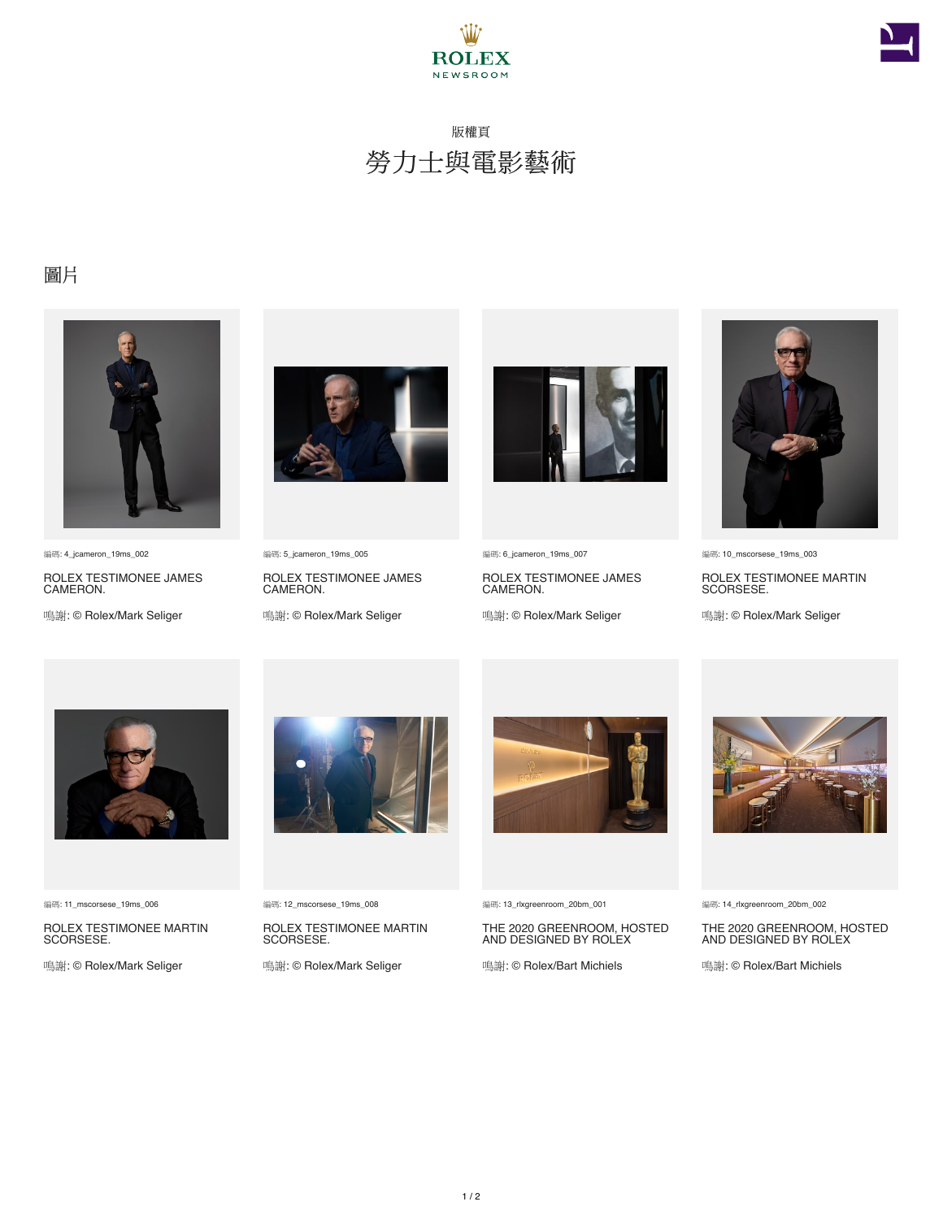ROLEX
NEWSROOM

版權頁

# 勞力士與電影藝術

## 圖片

編碼: 4_jcameron_19ms_002

ROLEX TESTIMONEE JAMES CAMERON.

鳴謝: © Rolex/Mark Seliger

編碼: 5_jcameron_19ms_005

ROLEX TESTIMONEE JAMES CAMERON.

鳴謝: © Rolex/Mark Seliger

編碼: 6_jcameron_19ms_007

ROLEX TESTIMONEE JAMES CAMERON.

鳴謝: © Rolex/Mark Seliger

編碼: 10_mscorsese_19ms_003

ROLEX TESTIMONEE MARTIN SCORSESE.

鳴謝: © Rolex/Mark Seliger

編碼: 11_mscorsese_19ms_006

ROLEX TESTIMONEE MARTIN SCORSESE.

鳴謝: © Rolex/Mark Seliger

編碼: 12_mscorsese_19ms_008

ROLEX TESTIMONEE MARTIN SCORSESE.

鳴謝: © Rolex/Mark Seliger

編碼: 13_rlxgreenroom_20bm_001

THE 2020 GREENROOM, HOSTED AND DESIGNED BY ROLEX

鳴謝: © Rolex/Bart Michiels

編碼: 14_rlxgreenroom_20bm_002

THE 2020 GREENROOM, HOSTED AND DESIGNED BY ROLEX

鳴謝: © Rolex/Bart Michiels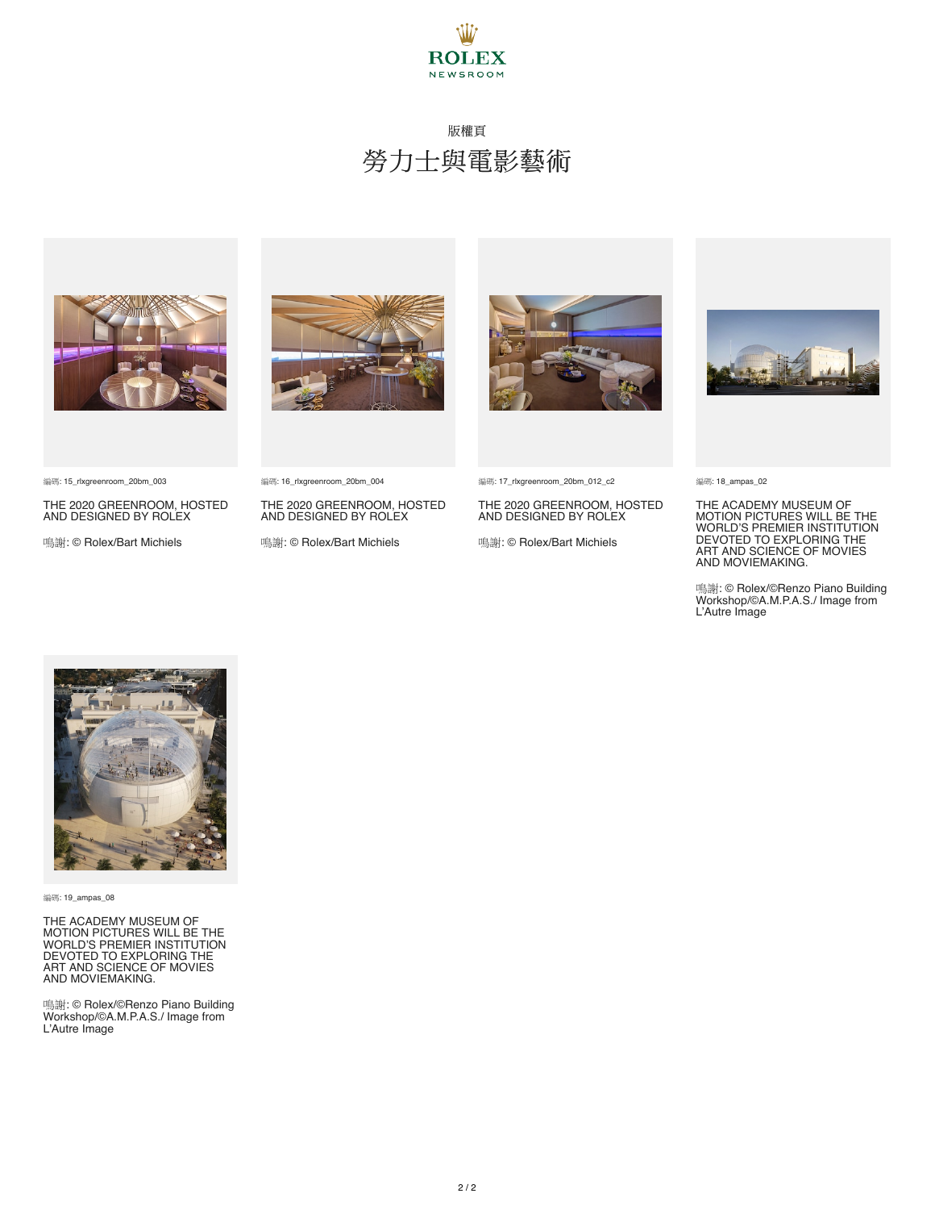版權頁

# 勞力士與電影藝術

編碼: 15_rlxgreenroom_20bm_003

THE 2020 GREENROOM, HOSTED AND DESIGNED BY ROLEX

鳴謝: © Rolex/Bart Michiels

編碼: 16_rlxgreenroom_20bm_004

THE 2020 GREENROOM, HOSTED AND DESIGNED BY ROLEX

鳴謝: © Rolex/Bart Michiels

編碼: 17_rlxgreenroom_20bm_012_c2

THE 2020 GREENROOM, HOSTED AND DESIGNED BY ROLEX

鳴謝: © Rolex/Bart Michiels

編碼: 18_ampas_02

THE ACADEMY MUSEUM OF MOTION PICTURES WILL BE THE WORLD'S PREMIER INSTITUTION DEVOTED TO EXPLORING THE ART AND SCIENCE OF MOVIES AND MOVIEMAKING.

鳴謝: © Rolex/©Renzo Piano Building Workshop/©A.M.P.A.S./ Image from L'Autre Image

編碼: 19_ampas_08

THE ACADEMY MUSEUM OF MOTION PICTURES WILL BE THE WORLD'S PREMIER INSTITUTION DEVOTED TO EXPLORING THE ART AND SCIENCE OF MOVIES AND MOVIEMAKING.

鳴謝: © Rolex/©Renzo Piano Building Workshop/©A.M.P.A.S./ Image from L'Autre Image